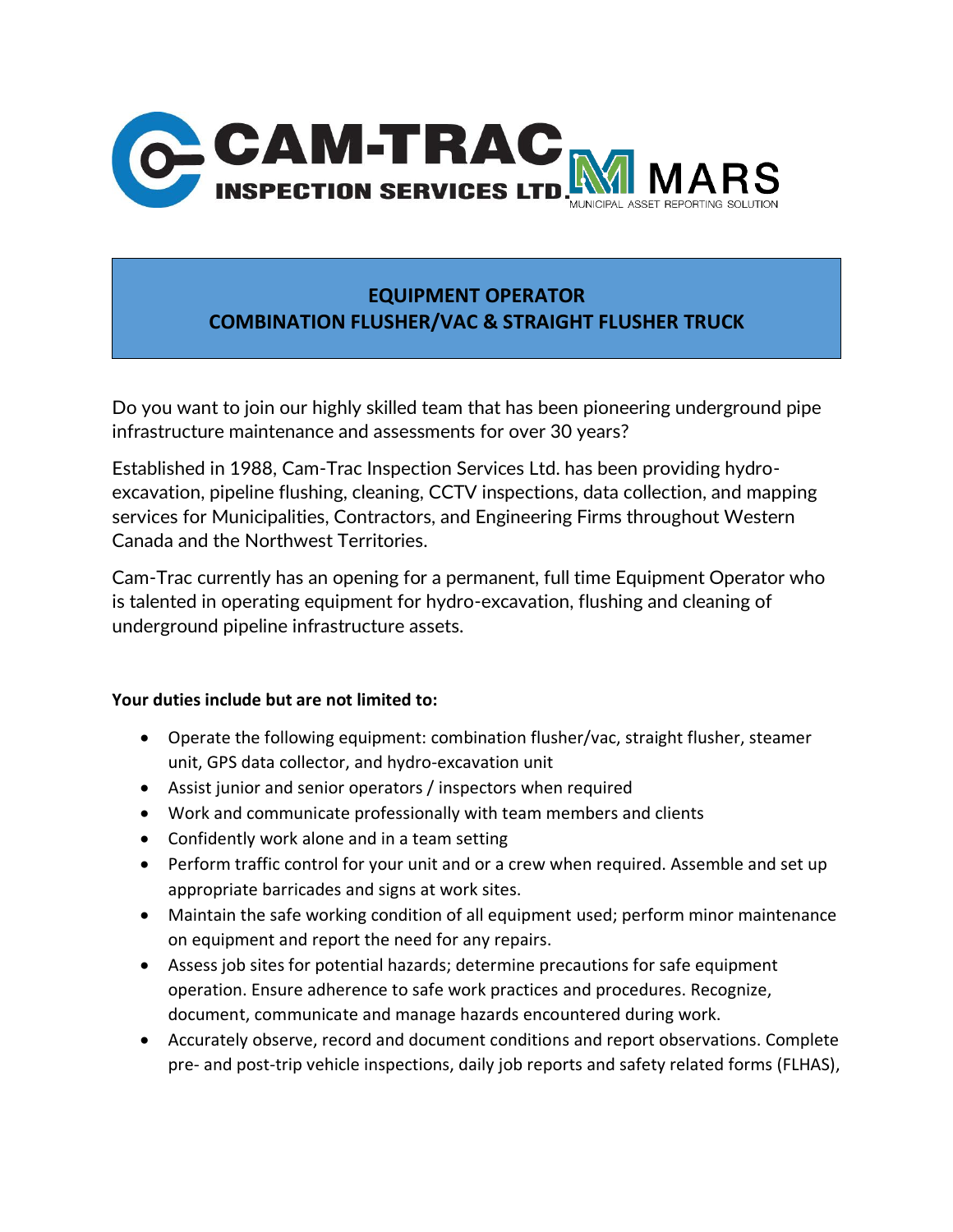CAM-TRAC INSPECTION SERVICES LTD. | MARS MUNICIPAL ASSET REPORTING SOLUTION

# EQUIPMENT OPERATOR
## COMBINATION FLUSHER/VAC & STRAIGHT FLUSHER TRUCK

Do you want to join our highly skilled team that has been pioneering underground pipe infrastructure maintenance and assessments for over 30 years?

Established in 1988, Cam-Trac Inspection Services Ltd. has been providing hydro-excavation, pipeline flushing, cleaning, CCTV inspections, data collection, and mapping services for Municipalities, Contractors, and Engineering Firms throughout Western Canada and the Northwest Territories.

Cam-Trac currently has an opening for a permanent, full time Equipment Operator who is talented in operating equipment for hydro-excavation, flushing and cleaning of underground pipeline infrastructure assets.

**Your duties include but are not limited to:**

- Operate the following equipment: combination flusher/vac, straight flusher, steamer unit, GPS data collector, and hydro-excavation unit
- Assist junior and senior operators / inspectors when required
- Work and communicate professionally with team members and clients
- Confidently work alone and in a team setting
- Perform traffic control for your unit and or a crew when required. Assemble and set up appropriate barricades and signs at work sites.
- Maintain the safe working condition of all equipment used; perform minor maintenance on equipment and report the need for any repairs.
- Assess job sites for potential hazards; determine precautions for safe equipment operation. Ensure adherence to safe work practices and procedures. Recognize, document, communicate and manage hazards encountered during work.
- Accurately observe, record and document conditions and report observations. Complete pre- and post-trip vehicle inspections, daily job reports and safety related forms (FLHAS),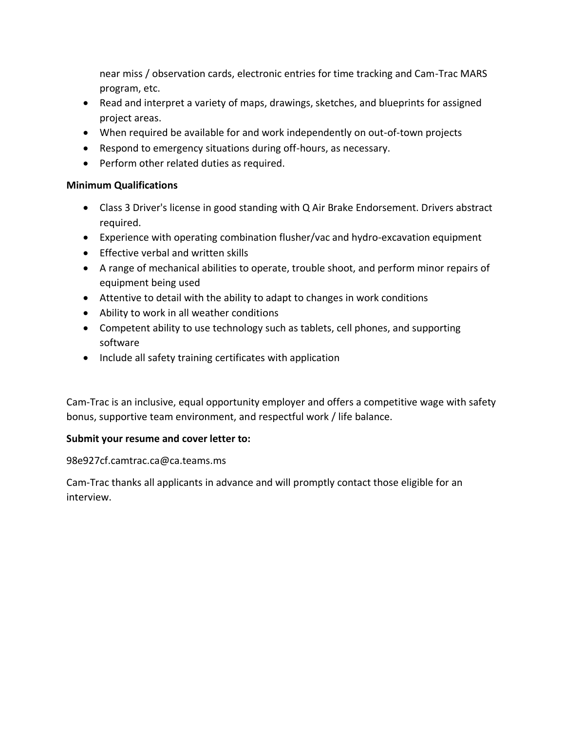near miss / observation cards, electronic entries for time tracking and Cam-Trac MARS program, etc.

- Read and interpret a variety of maps, drawings, sketches, and blueprints for assigned project areas.
- When required be available for and work independently on out-of-town projects
- Respond to emergency situations during off-hours, as necessary.
- Perform other related duties as required.

**Minimum Qualifications**

- Class 3 Driver's license in good standing with Q Air Brake Endorsement. Drivers abstract required.
- Experience with operating combination flusher/vac and hydro-excavation equipment
- Effective verbal and written skills
- A range of mechanical abilities to operate, trouble shoot, and perform minor repairs of equipment being used
- Attentive to detail with the ability to adapt to changes in work conditions
- Ability to work in all weather conditions
- Competent ability to use technology such as tablets, cell phones, and supporting software
- Include all safety training certificates with application

Cam-Trac is an inclusive, equal opportunity employer and offers a competitive wage with safety bonus, supportive team environment, and respectful work / life balance.

**Submit your resume and cover letter to:**

98e927cf.camtrac.ca@ca.teams.ms

Cam-Trac thanks all applicants in advance and will promptly contact those eligible for an interview.